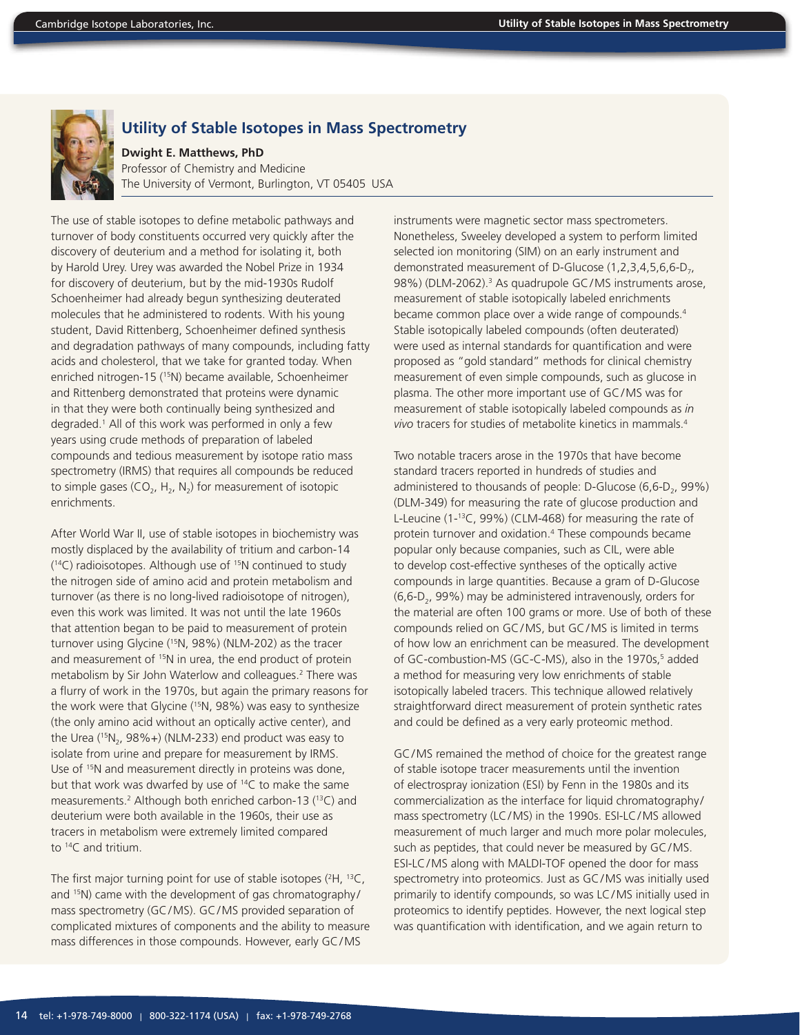# Utility of Stable Isotopes in Mass Spectrometry

**Dwight E. Matthews, PhD**
Professor of Chemistry and Medicine
The University of Vermont, Burlington, VT 05405 USA

The use of stable isotopes to define metabolic pathways and turnover of body constituents occurred very quickly after the discovery of deuterium and a method for isolating it, both by Harold Urey. Urey was awarded the Nobel Prize in 1934 for discovery of deuterium, but by the mid-1930s Rudolf Schoenheimer had already begun synthesizing deuterated molecules that he administered to rodents. With his young student, David Rittenberg, Schoenheimer defined synthesis and degradation pathways of many compounds, including fatty acids and cholesterol, that we take for granted today. When enriched nitrogen-15 ($^{15}N$) became available, Schoenheimer and Rittenberg demonstrated that proteins were dynamic in that they were both continually being synthesized and degraded.[1] All of this work was performed in only a few years using crude methods of preparation of labeled compounds and tedious measurement by isotope ratio mass spectrometry (IRMS) that requires all compounds be reduced to simple gases ($CO_2$, $H_2$, $N_2$) for measurement of isotopic enrichments.

After World War II, use of stable isotopes in biochemistry was mostly displaced by the availability of tritium and carbon-14 ($^{14}C$) radioisotopes. Although use of $^{15}N$ continued to study the nitrogen side of amino acid and protein metabolism and turnover (as there is no long-lived radioisotope of nitrogen), even this work was limited. It was not until the late 1960s that attention began to be paid to measurement of protein turnover using Glycine ($^{15}N$, 98%) (NLM-202) as the tracer and measurement of $^{15}N$ in urea, the end product of protein metabolism by Sir John Waterlow and colleagues.[2] There was a flurry of work in the 1970s, but again the primary reasons for the work were that Glycine ($^{15}N$, 98%) was easy to synthesize (the only amino acid without an optically active center), and the Urea ($^{15}N_2$, 98%+) (NLM-233) end product was easy to isolate from urine and prepare for measurement by IRMS. Use of $^{15}N$ and measurement directly in proteins was done, but that work was dwarfed by use of $^{14}C$ to make the same measurements.[2] Although both enriched carbon-13 ($^{13}C$) and deuterium were both available in the 1960s, their use as tracers in metabolism were extremely limited compared to $^{14}C$ and tritium.

The first major turning point for use of stable isotopes ($^{2}H$, $^{13}C$, and $^{15}N$) came with the development of gas chromatography/mass spectrometry (GC/MS). GC/MS provided separation of complicated mixtures of components and the ability to measure mass differences in those compounds. However, early GC/MS instruments were magnetic sector mass spectrometers. Nonetheless, Sweeley developed a system to perform limited selected ion monitoring (SIM) on an early instrument and demonstrated measurement of D-Glucose (1,2,3,4,5,6,6-$D_7$, 98%) (DLM-2062).[3] As quadrupole GC/MS instruments arose, measurement of stable isotopically labeled enrichments became common place over a wide range of compounds.[4] Stable isotopically labeled compounds (often deuterated) were used as internal standards for quantification and were proposed as "gold standard" methods for clinical chemistry measurement of even simple compounds, such as glucose in plasma. The other more important use of GC/MS was for measurement of stable isotopically labeled compounds as *in vivo* tracers for studies of metabolite kinetics in mammals.[4]

Two notable tracers arose in the 1970s that have become standard tracers reported in hundreds of studies and administered to thousands of people: D-Glucose (6,6-$D_2$, 99%) (DLM-349) for measuring the rate of glucose production and L-Leucine (1-$^{13}C$, 99%) (CLM-468) for measuring the rate of protein turnover and oxidation.[4] These compounds became popular only because companies, such as CIL, were able to develop cost-effective syntheses of the optically active compounds in large quantities. Because a gram of D-Glucose (6,6-$D_2$, 99%) may be administered intravenously, orders for the material are often 100 grams or more. Use of both of these compounds relied on GC/MS, but GC/MS is limited in terms of how low an enrichment can be measured. The development of GC-combustion-MS (GC-C-MS), also in the 1970s,[5] added a method for measuring very low enrichments of stable isotopically labeled tracers. This technique allowed relatively straightforward direct measurement of protein synthetic rates and could be defined as a very early proteomic method.

GC/MS remained the method of choice for the greatest range of stable isotope tracer measurements until the invention of electrospray ionization (ESI) by Fenn in the 1980s and its commercialization as the interface for liquid chromatography/mass spectrometry (LC/MS) in the 1990s. ESI-LC/MS allowed measurement of much larger and much more polar molecules, such as peptides, that could never be measured by GC/MS. ESI-LC/MS along with MALDI-TOF opened the door for mass spectrometry into proteomics. Just as GC/MS was initially used primarily to identify compounds, so was LC/MS initially used in proteomics to identify peptides. However, the next logical step was quantification with identification, and we again return to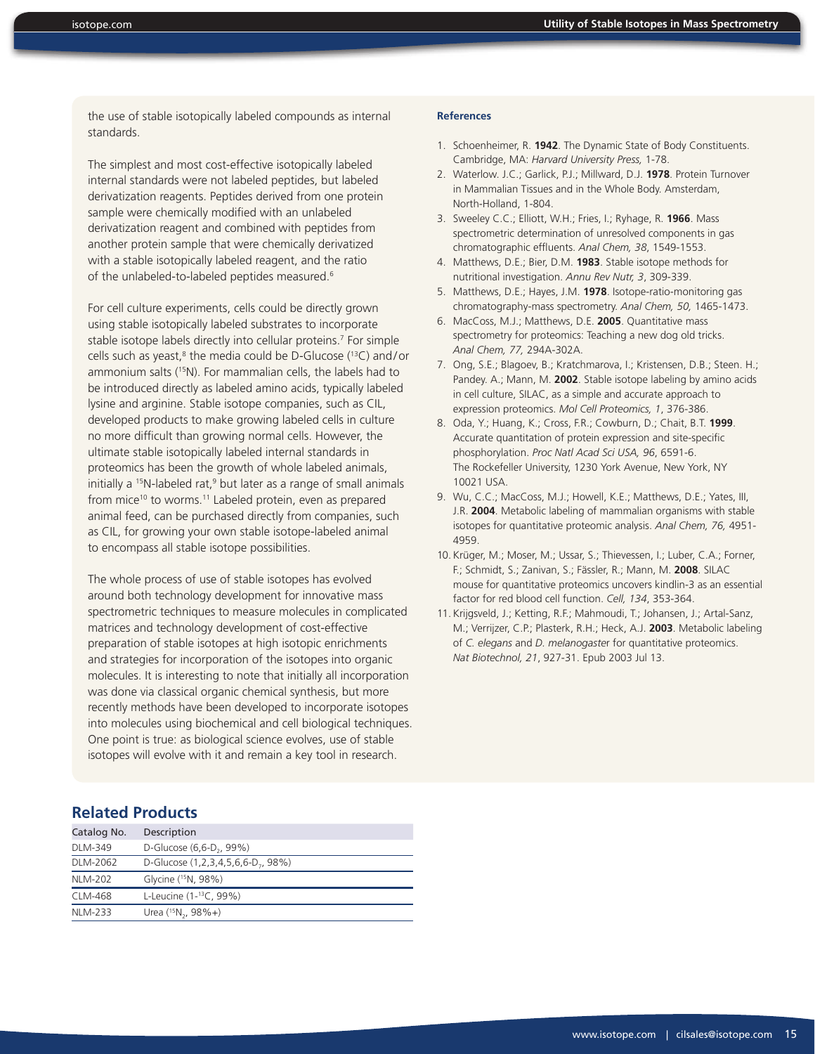the use of stable isotopically labeled compounds as internal standards.

The simplest and most cost-effective isotopically labeled internal standards were not labeled peptides, but labeled derivatization reagents. Peptides derived from one protein sample were chemically modified with an unlabeled derivatization reagent and combined with peptides from another protein sample that were chemically derivatized with a stable isotopically labeled reagent, and the ratio of the unlabeled-to-labeled peptides measured.[6]

For cell culture experiments, cells could be directly grown using stable isotopically labeled substrates to incorporate stable isotope labels directly into cellular proteins.[7] For simple cells such as yeast,[8] the media could be D-Glucose ($^{13}C$) and/or ammonium salts ($^{15}N$). For mammalian cells, the labels had to be introduced directly as labeled amino acids, typically labeled lysine and arginine. Stable isotope companies, such as CIL, developed products to make growing labeled cells in culture no more difficult than growing normal cells. However, the ultimate stable isotopically labeled internal standards in proteomics has been the growth of whole labeled animals, initially a $^{15}N$-labeled rat,[9] but later as a range of small animals from mice[10] to worms.[11] Labeled protein, even as prepared animal feed, can be purchased directly from companies, such as CIL, for growing your own stable isotope-labeled animal to encompass all stable isotope possibilities.

The whole process of use of stable isotopes has evolved around both technology development for innovative mass spectrometric techniques to measure molecules in complicated matrices and technology development of cost-effective preparation of stable isotopes at high isotopic enrichments and strategies for incorporation of the isotopes into organic molecules. It is interesting to note that initially all incorporation was done via classical organic chemical synthesis, but more recently methods have been developed to incorporate isotopes into molecules using biochemical and cell biological techniques. One point is true: as biological science evolves, use of stable isotopes will evolve with it and remain a key tool in research.

### References

1. Schoenheimer, R. **1942**. The Dynamic State of Body Constituents. Cambridge, MA: *Harvard University Press,* 1-78.
2. Waterlow. J.C.; Garlick, P.J.; Millward, D.J. **1978**. Protein Turnover in Mammalian Tissues and in the Whole Body. Amsterdam, North-Holland, 1-804.
3. Sweeley C.C.; Elliott, W.H.; Fries, I.; Ryhage, R. **1966**. Mass spectrometric determination of unresolved components in gas chromatographic effluents. *Anal Chem, 38*, 1549-1553.
4. Matthews, D.E.; Bier, D.M. **1983**. Stable isotope methods for nutritional investigation. *Annu Rev Nutr, 3*, 309-339.
5. Matthews, D.E.; Hayes, J.M. **1978**. Isotope-ratio-monitoring gas chromatography-mass spectrometry. *Anal Chem, 50,* 1465-1473.
6. MacCoss, M.J.; Matthews, D.E. **2005**. Quantitative mass spectrometry for proteomics: Teaching a new dog old tricks. *Anal Chem, 77,* 294A-302A.
7. Ong, S.E.; Blagoev, B.; Kratchmarova, I.; Kristensen, D.B.; Steen. H.; Pandey. A.; Mann, M. **2002**. Stable isotope labeling by amino acids in cell culture, SILAC, as a simple and accurate approach to expression proteomics. *Mol Cell Proteomics, 1*, 376-386.
8. Oda, Y.; Huang, K.; Cross, F.R.; Cowburn, D.; Chait, B.T. **1999**. Accurate quantitation of protein expression and site-specific phosphorylation. *Proc Natl Acad Sci USA, 96*, 6591-6. The Rockefeller University, 1230 York Avenue, New York, NY 10021 USA.
9. Wu, C.C.; MacCoss, M.J.; Howell, K.E.; Matthews, D.E.; Yates, III, J.R. **2004**. Metabolic labeling of mammalian organisms with stable isotopes for quantitative proteomic analysis. *Anal Chem, 76,* 4951-4959.
10. Krüger, M.; Moser, M.; Ussar, S.; Thievessen, I.; Luber, C.A.; Forner, F.; Schmidt, S.; Zanivan, S.; Fässler, R.; Mann, M. **2008**. SILAC mouse for quantitative proteomics uncovers kindlin-3 as an essential factor for red blood cell function. *Cell, 134*, 353-364.
11. Krijgsveld, J.; Ketting, R.F.; Mahmoudi, T.; Johansen, J.; Artal-Sanz, M.; Verrijzer, C.P.; Plasterk, R.H.; Heck, A.J. **2003**. Metabolic labeling of *C. elegans* and *D. melanogaster* for quantitative proteomics. *Nat Biotechnol, 21*, 927-31. Epub 2003 Jul 13.

## Related Products

| Catalog No. | Description |
|---|---|
| DLM-349 | D-Glucose (6,6-$D_2$, 99%) |
| DLM-2062 | D-Glucose (1,2,3,4,5,6,6-$D_7$, 98%) |
| NLM-202 | Glycine ($^{15}N$, 98%) |
| CLM-468 | L-Leucine (1-$^{13}C$, 99%) |
| NLM-233 | Urea ($^{15}N_2$, 98%+) |